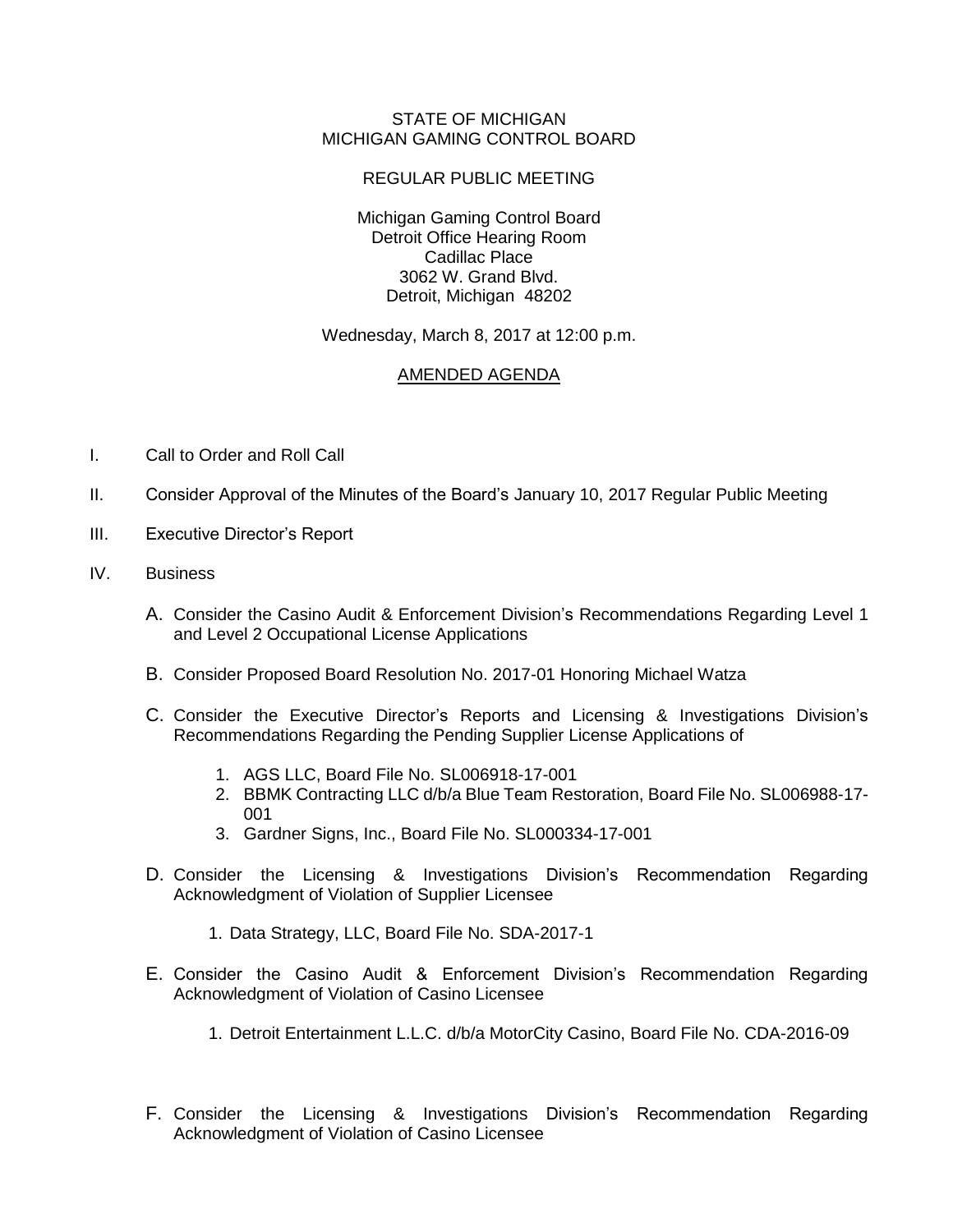STATE OF MICHIGAN
MICHIGAN GAMING CONTROL BOARD

REGULAR PUBLIC MEETING

Michigan Gaming Control Board
Detroit Office Hearing Room
Cadillac Place
3062 W. Grand Blvd.
Detroit, Michigan 48202

Wednesday, March 8, 2017 at 12:00 p.m.

AMENDED AGENDA

I. Call to Order and Roll Call

II. Consider Approval of the Minutes of the Board's January 10, 2017 Regular Public Meeting

III. Executive Director's Report

IV. Business

   A. Consider the Casino Audit & Enforcement Division's Recommendations Regarding Level 1 and Level 2 Occupational License Applications

   B. Consider Proposed Board Resolution No. 2017-01 Honoring Michael Watza

   C. Consider the Executive Director's Reports and Licensing & Investigations Division's Recommendations Regarding the Pending Supplier License Applications of

      1. AGS LLC, Board File No. SL006918-17-001
      2. BBMK Contracting LLC d/b/a Blue Team Restoration, Board File No. SL006988-17-001
      3. Gardner Signs, Inc., Board File No. SL000334-17-001

   D. Consider the Licensing & Investigations Division's Recommendation Regarding Acknowledgment of Violation of Supplier Licensee

      1. Data Strategy, LLC, Board File No. SDA-2017-1

   E. Consider the Casino Audit & Enforcement Division's Recommendation Regarding Acknowledgment of Violation of Casino Licensee

      1. Detroit Entertainment L.L.C. d/b/a MotorCity Casino, Board File No. CDA-2016-09

   F. Consider the Licensing & Investigations Division's Recommendation Regarding Acknowledgment of Violation of Casino Licensee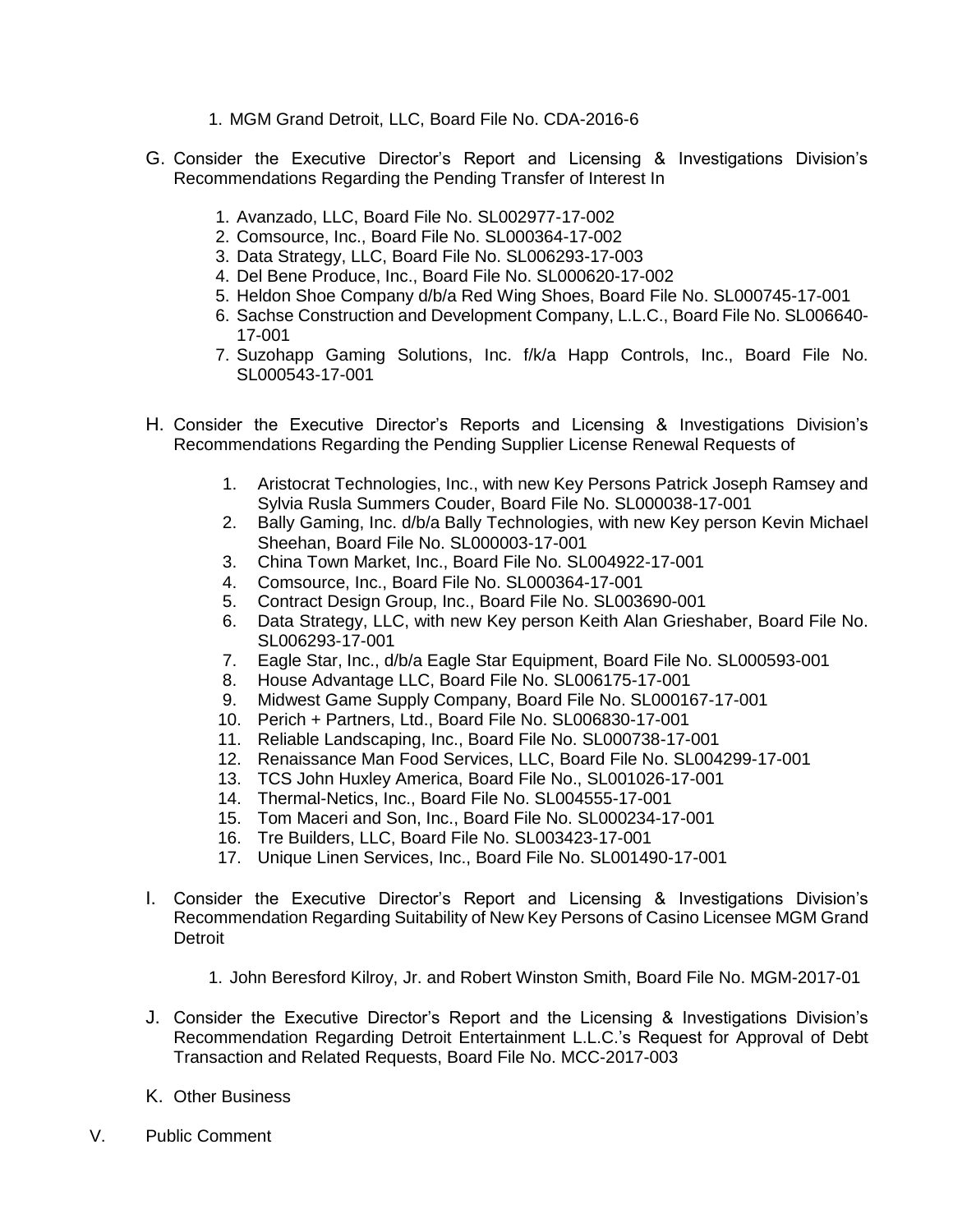1. MGM Grand Detroit, LLC, Board File No. CDA-2016-6

G. Consider the Executive Director's Report and Licensing & Investigations Division's Recommendations Regarding the Pending Transfer of Interest In

   1. Avanzado, LLC, Board File No. SL002977-17-002
   2. Comsource, Inc., Board File No. SL000364-17-002
   3. Data Strategy, LLC, Board File No. SL006293-17-003
   4. Del Bene Produce, Inc., Board File No. SL000620-17-002
   5. Heldon Shoe Company d/b/a Red Wing Shoes, Board File No. SL000745-17-001
   6. Sachse Construction and Development Company, L.L.C., Board File No. SL006640-17-001
   7. Suzohapp Gaming Solutions, Inc. f/k/a Happ Controls, Inc., Board File No. SL000543-17-001

H. Consider the Executive Director's Reports and Licensing & Investigations Division's Recommendations Regarding the Pending Supplier License Renewal Requests of

   1. Aristocrat Technologies, Inc., with new Key Persons Patrick Joseph Ramsey and Sylvia Rusla Summers Couder, Board File No. SL000038-17-001
   2. Bally Gaming, Inc. d/b/a Bally Technologies, with new Key person Kevin Michael Sheehan, Board File No. SL000003-17-001
   3. China Town Market, Inc., Board File No. SL004922-17-001
   4. Comsource, Inc., Board File No. SL000364-17-001
   5. Contract Design Group, Inc., Board File No. SL003690-001
   6. Data Strategy, LLC, with new Key person Keith Alan Grieshaber, Board File No. SL006293-17-001
   7. Eagle Star, Inc., d/b/a Eagle Star Equipment, Board File No. SL000593-001
   8. House Advantage LLC, Board File No. SL006175-17-001
   9. Midwest Game Supply Company, Board File No. SL000167-17-001
   10. Perich + Partners, Ltd., Board File No. SL006830-17-001
   11. Reliable Landscaping, Inc., Board File No. SL000738-17-001
   12. Renaissance Man Food Services, LLC, Board File No. SL004299-17-001
   13. TCS John Huxley America, Board File No., SL001026-17-001
   14. Thermal-Netics, Inc., Board File No. SL004555-17-001
   15. Tom Maceri and Son, Inc., Board File No. SL000234-17-001
   16. Tre Builders, LLC, Board File No. SL003423-17-001
   17. Unique Linen Services, Inc., Board File No. SL001490-17-001

I. Consider the Executive Director's Report and Licensing & Investigations Division's Recommendation Regarding Suitability of New Key Persons of Casino Licensee MGM Grand Detroit

   1. John Beresford Kilroy, Jr. and Robert Winston Smith, Board File No. MGM-2017-01

J. Consider the Executive Director's Report and the Licensing & Investigations Division's Recommendation Regarding Detroit Entertainment L.L.C.'s Request for Approval of Debt Transaction and Related Requests, Board File No. MCC-2017-003

K. Other Business

V. Public Comment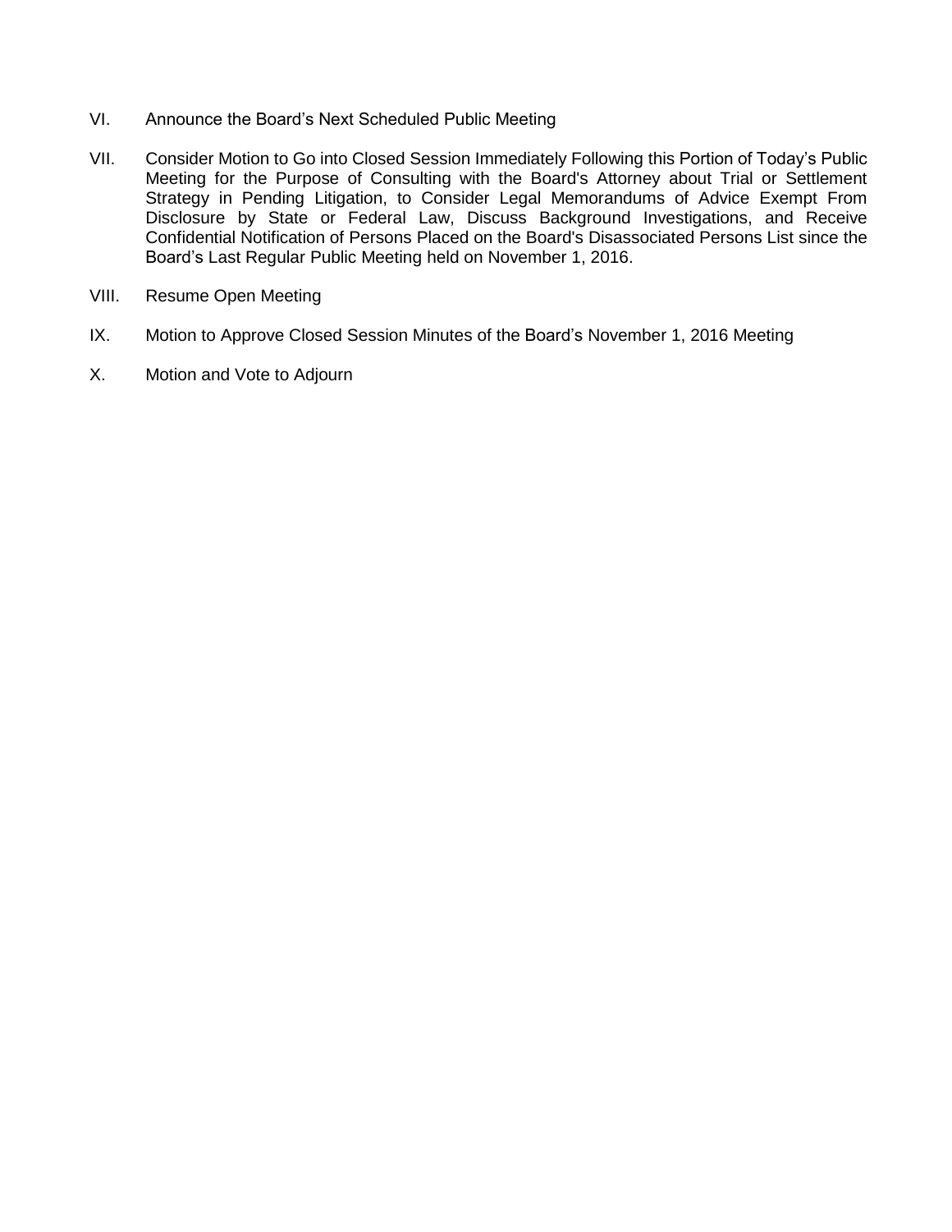VI. Announce the Board's Next Scheduled Public Meeting

VII. Consider Motion to Go into Closed Session Immediately Following this Portion of Today's Public Meeting for the Purpose of Consulting with the Board's Attorney about Trial or Settlement Strategy in Pending Litigation, to Consider Legal Memorandums of Advice Exempt From Disclosure by State or Federal Law, Discuss Background Investigations, and Receive Confidential Notification of Persons Placed on the Board's Disassociated Persons List since the Board's Last Regular Public Meeting held on November 1, 2016.

VIII. Resume Open Meeting

IX. Motion to Approve Closed Session Minutes of the Board's November 1, 2016 Meeting

X. Motion and Vote to Adjourn